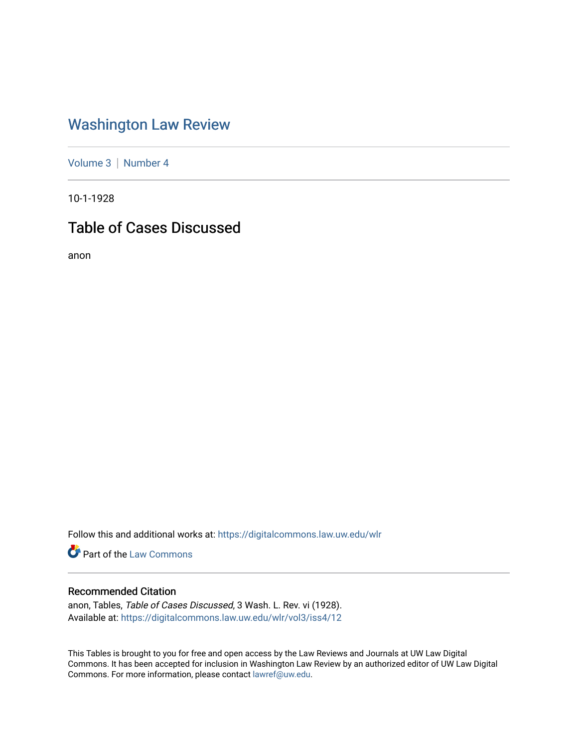# Washington Law Review

Volume 3 | Number 4

10-1-1928

## Table of Cases Discussed

anon

Follow this and additional works at: https://digitalcommons.law.uw.edu/wlr

Part of the Law Commons

### Recommended Citation

anon, Tables, *Table of Cases Discussed*, 3 Wash. L. Rev. vi (1928).
Available at: https://digitalcommons.law.uw.edu/wlr/vol3/iss4/12

This Tables is brought to you for free and open access by the Law Reviews and Journals at UW Law Digital Commons. It has been accepted for inclusion in Washington Law Review by an authorized editor of UW Law Digital Commons. For more information, please contact lawref@uw.edu.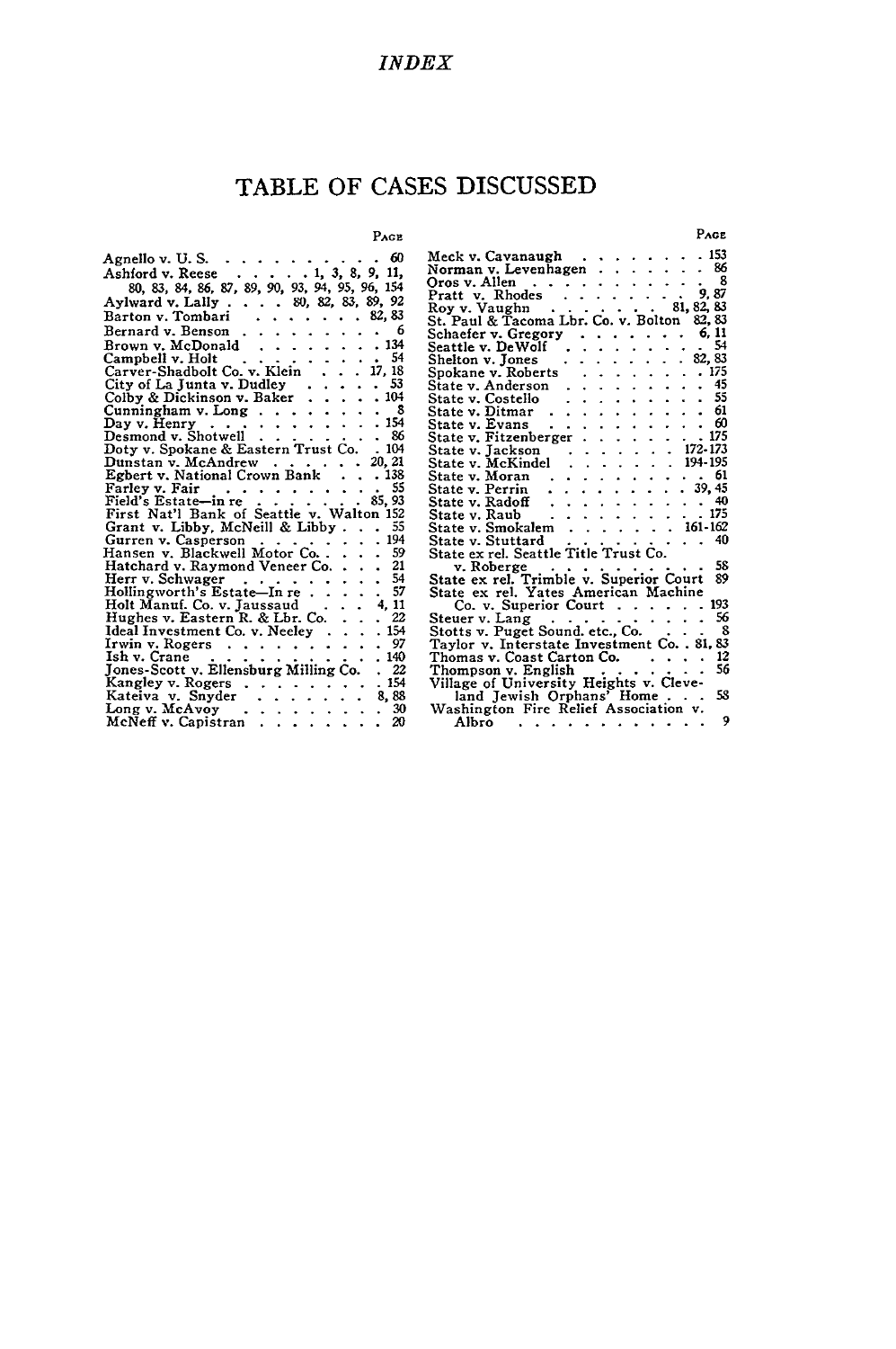# INDEX

## TABLE OF CASES DISCUSSED

| | Page |
|---|---|
| Agnello v. U. S. | 60 |
| Ashford v. Reese | 1, 3, 8, 9, 11, 80, 83, 84, 86, 87, 89, 90, 93, 94, 95, 96, 154 |
| Aylward v. Lally | 80, 82, 83, 89, 92 |
| Barton v. Tombari | 82, 83 |
| Bernard v. Benson | 6 |
| Brown v. McDonald | 134 |
| Campbell v. Holt | 54 |
| Carver-Shadbolt Co. v. Klein | 17, 18 |
| City of La Junta v. Dudley | 53 |
| Colby & Dickinson v. Baker | 104 |
| Cunningham v. Long | 8 |
| Day v. Henry | 154 |
| Desmond v. Shotwell | 86 |
| Doty v. Spokane & Eastern Trust Co. | 104 |
| Dunstan v. McAndrew | 20, 21 |
| Egbert v. National Crown Bank | 138 |
| Farley v. Fair | 55 |
| Field's Estate—in re | 85, 93 |
| First Nat'l Bank of Seattle v. Walton | 152 |
| Grant v. Libby, McNeill & Libby | 55 |
| Gurren v. Casperson | 194 |
| Hansen v. Blackwell Motor Co. | 59 |
| Hatchard v. Raymond Veneer Co. | 21 |
| Herr v. Schwager | 54 |
| Hollingworth's Estate—In re | 57 |
| Holt Manuf. Co. v. Jaussaud | 4, 11 |
| Hughes v. Eastern R. & Lbr. Co. | 22 |
| Ideal Investment Co. v. Neeley | 154 |
| Irwin v. Rogers | 97 |
| Ish v. Crane | 140 |
| Jones-Scott v. Ellensburg Milling Co. | 22 |
| Kangley v. Rogers | 154 |
| Kateiva v. Snyder | 8, 88 |
| Long v. McAvoy | 30 |
| McNeff v. Capistran | 20 |
| Meck v. Cavanaugh | 153 |
| Norman v. Levenhagen | 86 |
| Oros v. Allen | 8 |
| Pratt v. Rhodes | 9, 87 |
| Roy v. Vaughn | 81, 82, 83 |
| St. Paul & Tacoma Lbr. Co. v. Bolton | 82, 83 |
| Schaefer v. Gregory | 6, 11 |
| Seattle v. DeWolf | 54 |
| Shelton v. Jones | 82, 83 |
| Spokane v. Roberts | 175 |
| State v. Anderson | 45 |
| State v. Costello | 55 |
| State v. Ditmar | 61 |
| State v. Evans | 60 |
| State v. Fitzenberger | 175 |
| State v. Jackson | 172-173 |
| State v. McKindel | 194-195 |
| State v. Moran | 61 |
| State v. Perrin | 39, 45 |
| State v. Radoff | 40 |
| State v. Raub | 175 |
| State v. Smokalem | 161-162 |
| State v. Stuttard | 40 |
| State ex rel. Seattle Title Trust Co. v. Roberge | 58 |
| State ex rel. Trimble v. Superior Court | 89 |
| State ex rel. Yates American Machine Co. v. Superior Court | 193 |
| Steuer v. Lang | 56 |
| Stotts v. Puget Sound. etc., Co. | 8 |
| Taylor v. Interstate Investment Co. | 81, 83 |
| Thomas v. Coast Carton Co. | 12 |
| Thompson v. English | 56 |
| Village of University Heights v. Cleveland Jewish Orphans' Home | 58 |
| Washington Fire Relief Association v. Albro | 9 |